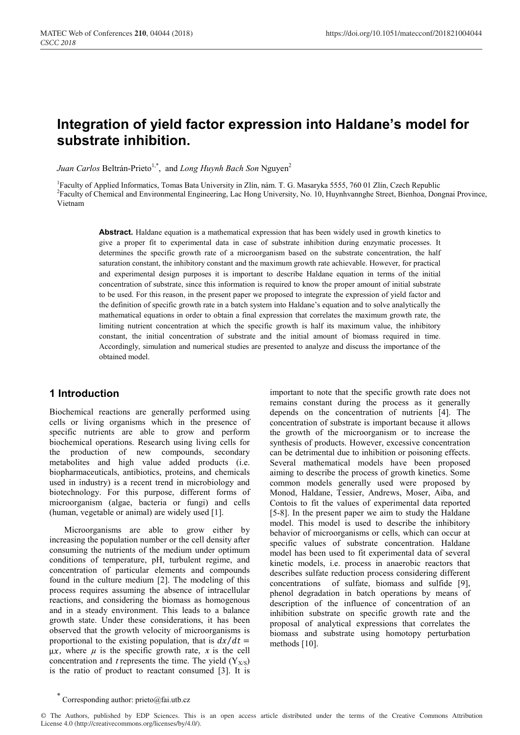# Integration of yield factor expression into Haldane's model for substrate inhibition.

*Juan Carlos* Beltrán-Prieto[1,*], and *Long Huynh Bach Son* Nguyen[2]

[1]Faculty of Applied Informatics, Tomas Bata University in Zlín, nám. T. G. Masaryka 5555, 760 01 Zlín, Czech Republic
[2]Faculty of Chemical and Environmental Engineering, Lac Hong University, No. 10, Huynhvannghe Street, Bienhoa, Dongnai Province, Vietnam

**Abstract.** Haldane equation is a mathematical expression that has been widely used in growth kinetics to give a proper fit to experimental data in case of substrate inhibition during enzymatic processes. It determines the specific growth rate of a microorganism based on the substrate concentration, the half saturation constant, the inhibitory constant and the maximum growth rate achievable. However, for practical and experimental design purposes it is important to describe Haldane equation in terms of the initial concentration of substrate, since this information is required to know the proper amount of initial substrate to be used. For this reason, in the present paper we proposed to integrate the expression of yield factor and the definition of specific growth rate in a batch system into Haldane's equation and to solve analytically the mathematical equations in order to obtain a final expression that correlates the maximum growth rate, the limiting nutrient concentration at which the specific growth is half its maximum value, the inhibitory constant, the initial concentration of substrate and the initial amount of biomass required in time. Accordingly, simulation and numerical studies are presented to analyze and discuss the importance of the obtained model.

## 1 Introduction

Biochemical reactions are generally performed using cells or living organisms which in the presence of specific nutrients are able to grow and perform biochemical operations. Research using living cells for the production of new compounds, secondary metabolites and high value added products (i.e. biopharmaceuticals, antibiotics, proteins, and chemicals used in industry) is a recent trend in microbiology and biotechnology. For this purpose, different forms of microorganism (algae, bacteria or fungi) and cells (human, vegetable or animal) are widely used [1].

Microorganisms are able to grow either by increasing the population number or the cell density after consuming the nutrients of the medium under optimum conditions of temperature, pH, turbulent regime, and concentration of particular elements and compounds found in the culture medium [2]. The modeling of this process requires assuming the absence of intracellular reactions, and considering the biomass as homogenous and in a steady environment. This leads to a balance growth state. Under these considerations, it has been observed that the growth velocity of microorganisms is proportional to the existing population, that is $dx/dt = \mu x$, where $\mu$ is the specific growth rate, $x$ is the cell concentration and $t$ represents the time. The yield ($Y_{X/S}$) is the ratio of product to reactant consumed [3]. It is important to note that the specific growth rate does not remains constant during the process as it generally depends on the concentration of nutrients [4]. The concentration of substrate is important because it allows the growth of the microorganism or to increase the synthesis of products. However, excessive concentration can be detrimental due to inhibition or poisoning effects. Several mathematical models have been proposed aiming to describe the process of growth kinetics. Some common models generally used were proposed by Monod, Haldane, Tessier, Andrews, Moser, Aiba, and Contois to fit the values of experimental data reported [5-8]. In the present paper we aim to study the Haldane model. This model is used to describe the inhibitory behavior of microorganisms or cells, which can occur at specific values of substrate concentration. Haldane model has been used to fit experimental data of several kinetic models, i.e. process in anaerobic reactors that describes sulfate reduction process considering different concentrations of sulfate, biomass and sulfide [9], phenol degradation in batch operations by means of description of the influence of concentration of an inhibition substrate on specific growth rate and the proposal of analytical expressions that correlates the biomass and substrate using homotopy perturbation methods [10].

* Corresponding author: prieto@fai.utb.cz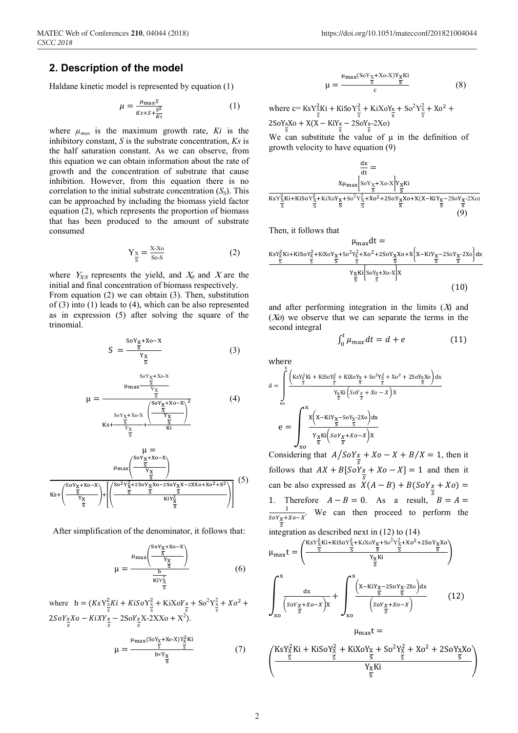## 2. Description of the model

Haldane kinetic model is represented by equation (1)

$$\mu = \frac{\mu_{max} S}{Ks + S + \frac{S^2}{Ki}} \tag{1}$$

where $\mu_{max}$ is the maximum growth rate, $Ki$ is the inhibitory constant, $S$ is the substrate concentration, $Ks$ is the half saturation constant. As we can observe, from this equation we can obtain information about the rate of growth and the concentration of substrate that cause inhibition. However, from this equation there is no correlation to the initial substrate concentration ($S_0$). This can be approached by including the biomass yield factor equation (2), which represents the proportion of biomass that has been produced to the amount of substrate consumed

$$Y_{\frac{X}{S}} = \frac{X - Xo}{So - S} \tag{2}$$

where $Y_{X/S}$ represents the yield, and $X_0$ and $X$ are the initial and final concentration of biomass respectively.

From equation (2) we can obtain (3). Then, substitution of (3) into (1) leads to (4), which can be also represented as in expression (5) after solving the square of the trinomial.

$$S = \frac{SoY_{\frac{X}{S}} + Xo - X}{Y_{\frac{X}{S}}} \tag{3}$$

$$\mu = \frac{\mu_{max}\frac{SoY_{\frac{X}{S}} + Xo - X}{Y_{\frac{X}{S}}}}{Ks + \frac{SoY_{\frac{X}{S}} + Xo - X}{Y_{\frac{X}{S}}} + \frac{\left(\frac{SoY_{\frac{X}{S}} + Xo - X}{Y_{\frac{X}{S}}}\right)^2}{Ki}} \tag{4}$$

$$\mu = \frac{\mu_{max}\left(\frac{SoY_{\frac{X}{S}} + Xo - X}{Y_{\frac{X}{S}}}\right)}{Ks + \left(\frac{SoY_{\frac{X}{S}} + Xo - X}{Y_{\frac{X}{S}}}\right) + \left[\left(\frac{So^2Y_{\frac{X}{S}}^2 + 2SoY_{\frac{X}{S}}Xo - 2SoY_{\frac{X}{S}}X - 2XXo + Xo^2 + X^2}{KiY_{\frac{X}{S}}^2}\right)\right]} \tag{5}$$

After simplification of the denominator, it follows that:

$$\mu = \frac{\mu_{max}\left(\frac{SoY_{\frac{X}{S}} + Xo - X}{Y_{\frac{X}{S}}}\right)}{\frac{b}{KiY_{\frac{X}{S}}^2}} \tag{6}$$

where $b = (KsY_{\frac{X}{S}}^2Ki + KiSoY_{\frac{X}{S}}^2 + KiXoY_{\frac{X}{S}} + So^2Y_{\frac{X}{S}}^2 + Xo^2 + 2SoY_{\frac{X}{S}}Xo - KiXY_{\frac{X}{S}} - 2SoY_{\frac{X}{S}}X - 2XXo + X^2)$.

$$\mu = \frac{\mu_{max}(SoY_{\frac{X}{S}} + Xo - X)Y_{\frac{X}{S}}^2Ki}{b * Y_{\frac{X}{S}}} \tag{7}$$

$$\mu = \frac{\mu_{max}(SoY_{\frac{X}{S}} + Xo - X)Y_{\frac{X}{S}}Ki}{c} \tag{8}$$

where $c = KsY_{\frac{X}{S}}^2Ki + KiSoY_{\frac{X}{S}}^2 + KiXoY_{\frac{X}{S}} + So^2Y_{\frac{X}{S}}^2 + Xo^2 + 2SoY_{\frac{X}{S}}Xo + X(X - KiY_{\frac{X}{S}} - 2SoY_{\frac{X}{S}} - 2Xo)$

We can substitute the value of μ in the definition of growth velocity to have equation (9)

$$\frac{dx}{dt} = \frac{X\mu_{max}\left[SoY_{\frac{X}{S}} + Xo - X\right]Y_{\frac{X}{S}}Ki}{KsY_{\frac{X}{S}}^2Ki + KiSoY_{\frac{X}{S}}^2 + KiXoY_{\frac{X}{S}} + So^2Y_{\frac{X}{S}}^2 + Xo^2 + 2SoY_{\frac{X}{S}}Xo + X(X - KiY_{\frac{X}{S}} - 2SoY_{\frac{X}{S}} - 2Xo)} \tag{9}$$

Then, it follows that

$$\mu_{max}dt = \frac{KsY_{\frac{X}{S}}^2Ki + KiSoY_{\frac{X}{S}}^2 + KiXoY_{\frac{X}{S}} + So^2Y_{\frac{X}{S}}^2 + Xo^2 + 2SoY_{\frac{X}{S}}Xo + X\left\{X - KiY_{\frac{X}{S}} - 2SoY_{\frac{X}{S}} - 2Xo\right\}dx}{Y_{\frac{X}{S}}Ki\left[SoY_{\frac{X}{S}} + Xo - X\right]X} \tag{10}$$

and after performing integration in the limits ($X$) and ($Xo$) we observe that we can separate the terms in the second integral

$$\int_0^t \mu_{max} dt = d + e \tag{11}$$

where

$$d = \int_{xo}^{x} \frac{\left(KsY_{\frac{X}{S}}^2Ki + KiSoY_{\frac{X}{S}}^2 + KiXoY_{\frac{X}{S}} + So^2Y_{\frac{X}{S}}^2 + Xo^2 + 2SoY_{\frac{X}{S}}Xo\right)dx}{Y_{\frac{X}{S}}Ki\left(SoY_{\frac{X}{S}} + Xo - X\right)X}$$

$$e = \int_{xo}^{x} \frac{X\left(X - KiY_{\frac{X}{S}} - SoY_{\frac{X}{S}} - 2Xo\right)dx}{Y_{\frac{X}{S}}Ki\left(SoY_{\frac{X}{S}} + Xo - X\right)X}$$

Considering that $A/SoY_{\frac{X}{S}} + Xo - X + B/X = 1$, then it follows that $AX + B[SoY_{\frac{X}{S}} + Xo - X] = 1$ and then it can be also expressed as $X(A - B) + B(SoY_{\frac{X}{S}} + Xo) = 1$. Therefore $A - B = 0$. As a result, $B = A = \frac{1}{SoY_{\frac{X}{S}} + Xo - X}$. We can then proceed to perform the integration as described next in (12) to (14)

$$\mu_{max}t = \left(\frac{KsY_{\frac{X}{S}}^2Ki + KiSoY_{\frac{X}{S}}^2 + KiXoY_{\frac{X}{S}} + So^2Y_{\frac{X}{S}}^2 + Xo^2 + 2SoY_{\frac{X}{S}}Xo}{Y_{\frac{X}{S}}Ki}\right)$$

$$\int_{xo}^{x} \frac{dx}{\left(SoY_{\frac{X}{S}} + Xo - X\right)X} + \int_{xo}^{x} \frac{\left(X - KiY_{\frac{X}{S}} - 2SoY_{\frac{X}{S}} - 2Xo\right)dx}{\left(SoY_{\frac{X}{S}} + Xo - X\right)} \tag{12}$$

$$\mu_{max}t =$$

$$\left(\frac{KsY_{\frac{X}{S}}^2Ki + KiSoY_{\frac{X}{S}}^2 + KiXoY_{\frac{X}{S}} + So^2Y_{\frac{X}{S}}^2 + Xo^2 + 2SoY_{\frac{X}{S}}Xo}{Y_{\frac{X}{S}}Ki}\right)$$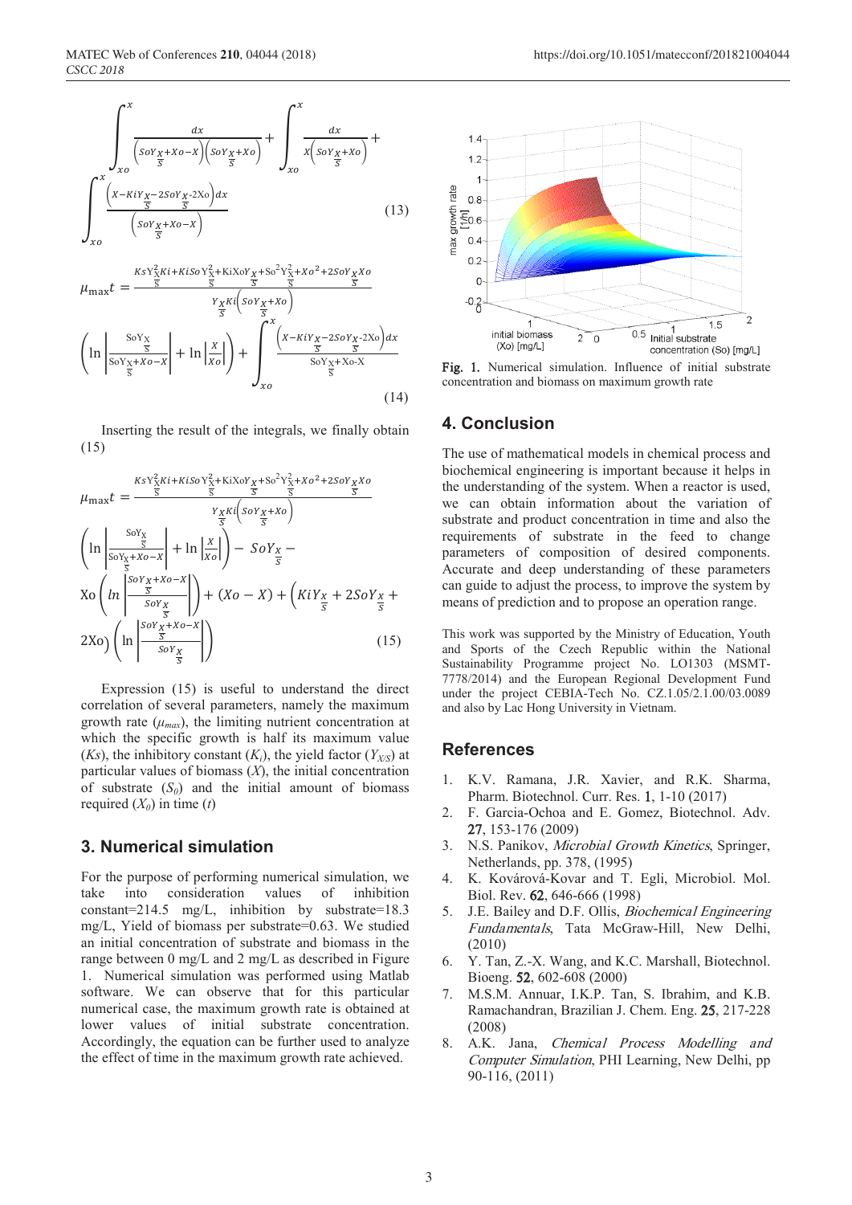$$\int_{xo}^{x} \frac{dx}{\left(SoY_{\frac{X}{S}}+Xo-X\right)\left(SoY_{\frac{X}{S}}+Xo\right)} + \int_{xo}^{x} \frac{dx}{X\left(SoY_{\frac{X}{S}}+Xo\right)} + \int_{xo}^{x} \frac{\left(X-KiY_{\frac{X}{S}}-2SoY_{\frac{X}{S}}-2Xo\right)dx}{\left(SoY_{\frac{X}{S}}+Xo-X\right)} \quad (13)$$

$$\mu_{\max} t = \frac{KsY_{\frac{X}{S}}^{2}Ki+KiSoY_{\frac{X}{S}}^{2}+KiXoY_{\frac{X}{S}}+So^{2}Y_{\frac{X}{S}}^{2}+Xo^{2}+2SoY_{\frac{X}{S}}Xo}{Y_{\frac{X}{S}}Ki\left(SoY_{\frac{X}{S}}+Xo\right)} \left(\ln\left|\frac{SoY_{\frac{X}{S}}}{SoY_{\frac{X}{S}}+Xo-X}\right| + \ln\left|\frac{X}{Xo}\right|\right) + \int_{xo}^{x} \frac{\left(X-KiY_{\frac{X}{S}}-2SoY_{\frac{X}{S}}-2Xo\right)dx}{SoY_{\frac{X}{S}}+Xo-X} \quad (14)$$

Inserting the result of the integrals, we finally obtain (15)

$$\mu_{\max} t = \frac{KsY_{\frac{X}{S}}^{2}Ki+KiSoY_{\frac{X}{S}}^{2}+KiXoY_{\frac{X}{S}}+So^{2}Y_{\frac{X}{S}}^{2}+Xo^{2}+2SoY_{\frac{X}{S}}Xo}{Y_{\frac{X}{S}}Ki\left(SoY_{\frac{X}{S}}+Xo\right)} \left(\ln\left|\frac{SoY_{\frac{X}{S}}}{SoY_{\frac{X}{S}}+Xo-X}\right| + \ln\left|\frac{X}{Xo}\right|\right) - SoY_{\frac{X}{S}} - Xo\left(\ln\left|\frac{SoY_{\frac{X}{S}}+Xo-X}{SoY_{\frac{X}{S}}}\right|\right) + (Xo-X) + \left(KiY_{\frac{X}{S}} + 2SoY_{\frac{X}{S}} + 2Xo\right)\left(\ln\left|\frac{SoY_{\frac{X}{S}}+Xo-X}{SoY_{\frac{X}{S}}}\right|\right) \quad (15)$$

Expression (15) is useful to understand the direct correlation of several parameters, namely the maximum growth rate ($\mu_{max}$), the limiting nutrient concentration at which the specific growth is half its maximum value ($Ks$), the inhibitory constant ($K_i$), the yield factor ($Y_{X/S}$) at particular values of biomass ($X$), the initial concentration of substrate ($S_0$) and the initial amount of biomass required ($X_0$) in time ($t$)

## 3. Numerical simulation

For the purpose of performing numerical simulation, we take into consideration values of inhibition constant=214.5 mg/L, inhibition by substrate=18.3 mg/L, Yield of biomass per substrate=0.63. We studied an initial concentration of substrate and biomass in the range between 0 mg/L and 2 mg/L as described in Figure 1. Numerical simulation was performed using Matlab software. We can observe that for this particular numerical case, the maximum growth rate is obtained at lower values of initial substrate concentration. Accordingly, the equation can be further used to analyze the effect of time in the maximum growth rate achieved.

**Fig. 1.** Numerical simulation. Influence of initial substrate concentration and biomass on maximum growth rate

## 4. Conclusion

The use of mathematical models in chemical process and biochemical engineering is important because it helps in the understanding of the system. When a reactor is used, we can obtain information about the variation of substrate and product concentration in time and also the requirements of substrate in the feed to change parameters of composition of desired components. Accurate and deep understanding of these parameters can guide to adjust the process, to improve the system by means of prediction and to propose an operation range.

This work was supported by the Ministry of Education, Youth and Sports of the Czech Republic within the National Sustainability Programme project No. LO1303 (MSMT-7778/2014) and the European Regional Development Fund under the project CEBIA-Tech No. CZ.1.05/2.1.00/03.0089 and also by Lac Hong University in Vietnam.

## References

1. K.V. Ramana, J.R. Xavier, and R.K. Sharma, Pharm. Biotechnol. Curr. Res. **1**, 1-10 (2017)
2. F. Garcia-Ochoa and E. Gomez, Biotechnol. Adv. **27**, 153-176 (2009)
3. N.S. Panikov, *Microbial Growth Kinetics*, Springer, Netherlands, pp. 378, (1995)
4. K. Kovárová-Kovar and T. Egli, Microbiol. Mol. Biol. Rev. **62**, 646-666 (1998)
5. J.E. Bailey and D.F. Ollis, *Biochemical Engineering Fundamentals*, Tata McGraw-Hill, New Delhi, (2010)
6. Y. Tan, Z.-X. Wang, and K.C. Marshall, Biotechnol. Bioeng. **52**, 602-608 (2000)
7. M.S.M. Annuar, I.K.P. Tan, S. Ibrahim, and K.B. Ramachandran, Brazilian J. Chem. Eng. **25**, 217-228 (2008)
8. A.K. Jana, *Chemical Process Modelling and Computer Simulation*, PHI Learning, New Delhi, pp 90-116, (2011)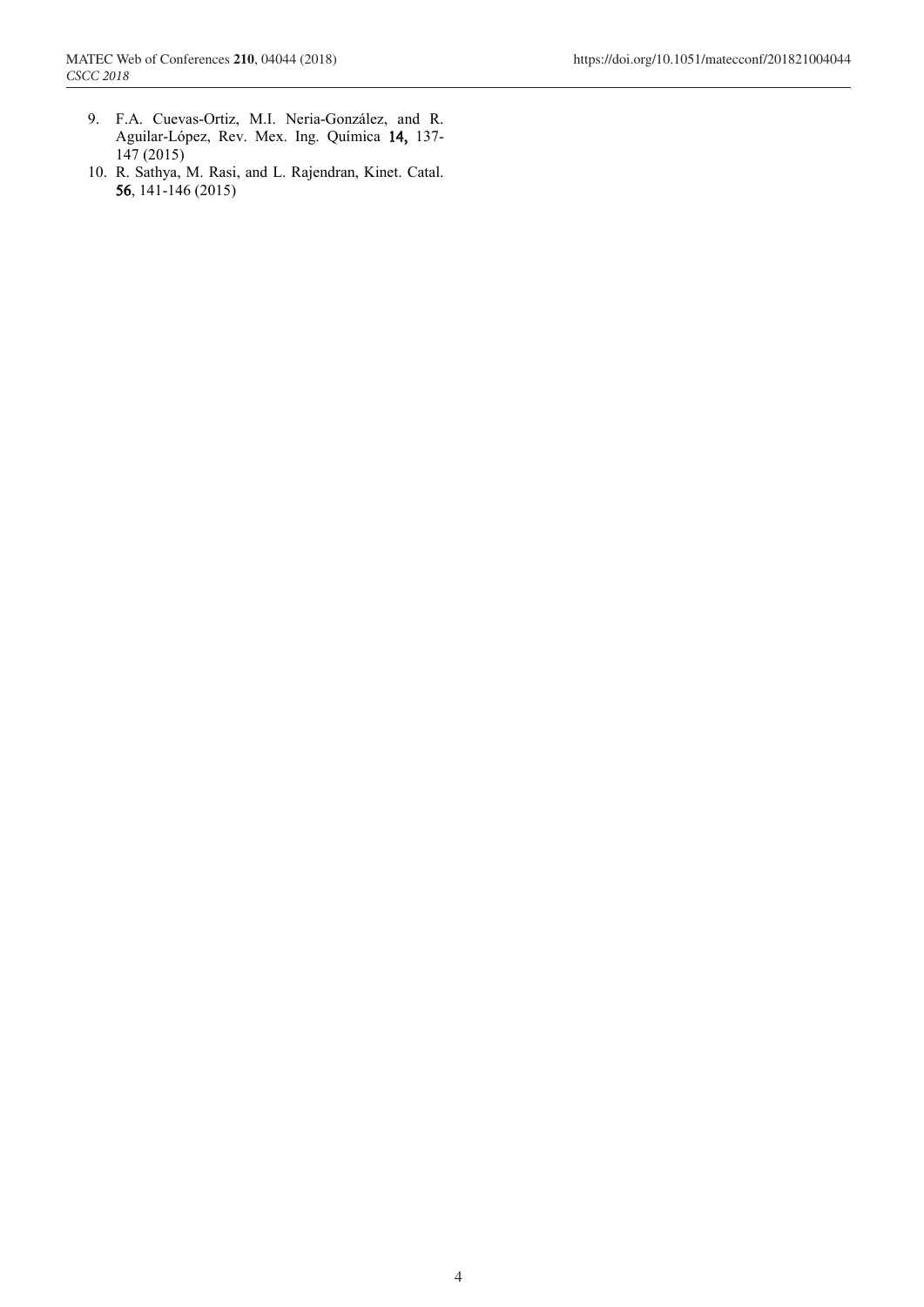9. F.A. Cuevas-Ortiz, M.I. Neria-González, and R. Aguilar-López, Rev. Mex. Ing. Química **14,** 137-147 (2015)
10. R. Sathya, M. Rasi, and L. Rajendran, Kinet. Catal. **56**, 141-146 (2015)